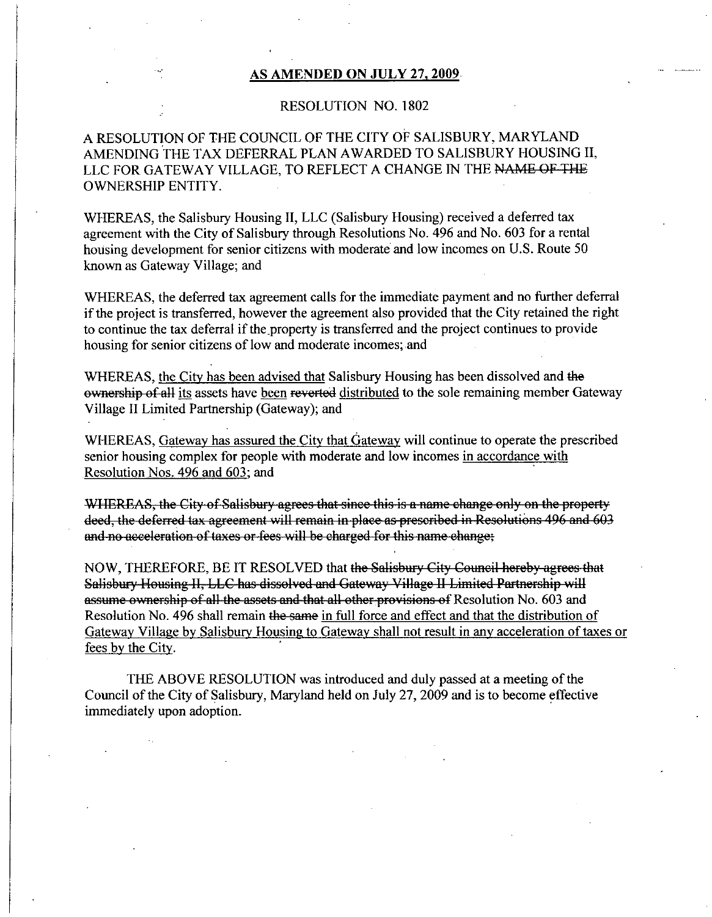**<u>AS AMENDED ON JULY 27, 2009</u>**

RESOLUTION NO. 1802

A RESOLUTION OF THE COUNCIL OF THE CITY OF SALISBURY, MARYLAND AMENDING THE TAX DEFERRAL PLAN AWARDED TO SALISBURY HOUSING II, LLC FOR GATEWAY VILLAGE, TO REFLECT A CHANGE IN THE ~~NAME OF THE~~ OWNERSHIP ENTITY.

WHEREAS, the Salisbury Housing II, LLC (Salisbury Housing) received a deferred tax agreement with the City of Salisbury through Resolutions No. 496 and No. 603 for a rental housing development for senior citizens with moderate and low incomes on U.S. Route 50 known as Gateway Village; and

WHEREAS, the deferred tax agreement calls for the immediate payment and no further deferral if the project is transferred, however the agreement also provided that the City retained the right to continue the tax deferral if the property is transferred and the project continues to provide housing for senior citizens of low and moderate incomes; and

WHEREAS, <u>the City has been advised that</u> Salisbury Housing has been dissolved and ~~the ownership of all~~ <u>its</u> assets have <u>been</u> ~~reverted~~ <u>distributed</u> to the sole remaining member Gateway Village II Limited Partnership (Gateway); and

WHEREAS, <u>Gateway has assured the City that Gateway</u> will continue to operate the prescribed senior housing complex for people with moderate and low incomes <u>in accordance with Resolution Nos. 496 and 603</u>; and

~~WHEREAS, the City of Salisbury agrees that since this is a name change only on the property deed, the deferred tax agreement will remain in place as prescribed in Resolutions 496 and 603 and no acceleration of taxes or fees will be charged for this name change;~~

NOW, THEREFORE, BE IT RESOLVED that ~~the Salisbury City Council hereby agrees that Salisbury Housing II, LLC has dissolved and Gateway Village II Limited Partnership will assume ownership of all the assets and that all other provisions of~~ Resolution No. 603 and Resolution No. 496 shall remain ~~the same~~ <u>in full force and effect and that the distribution of Gateway Village by Salisbury Housing to Gateway shall not result in any acceleration of taxes or fees by the City.</u>

THE ABOVE RESOLUTION was introduced and duly passed at a meeting of the Council of the City of Salisbury, Maryland held on July 27, 2009 and is to become effective immediately upon adoption.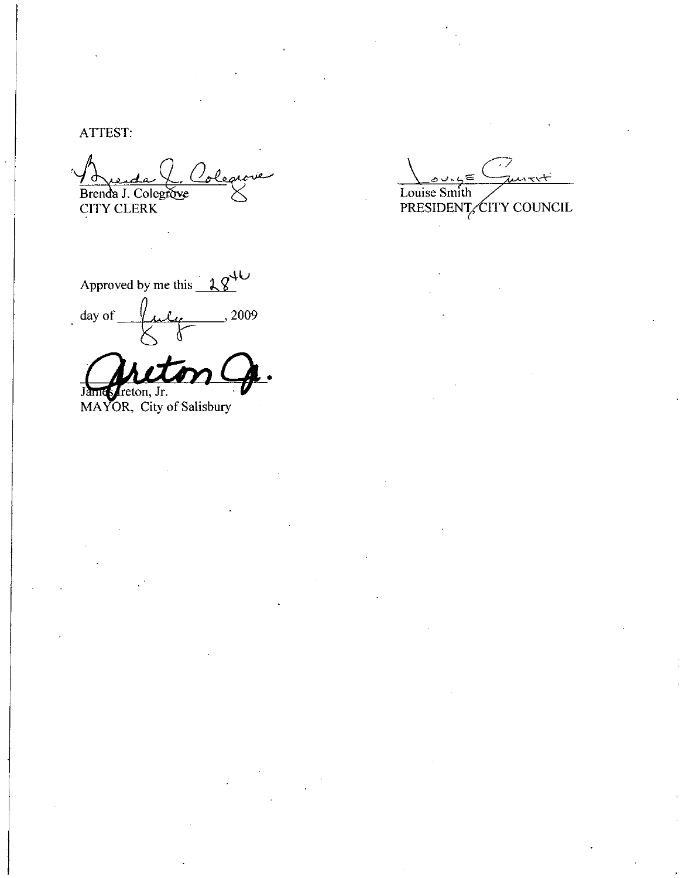ATTEST:

Brenda J. Colegrove
CITY CLERK

Louise Smith
PRESIDENT, CITY COUNCIL

Approved by me this 28th

day of July, 2009

James Ireton, Jr.
MAYOR, City of Salisbury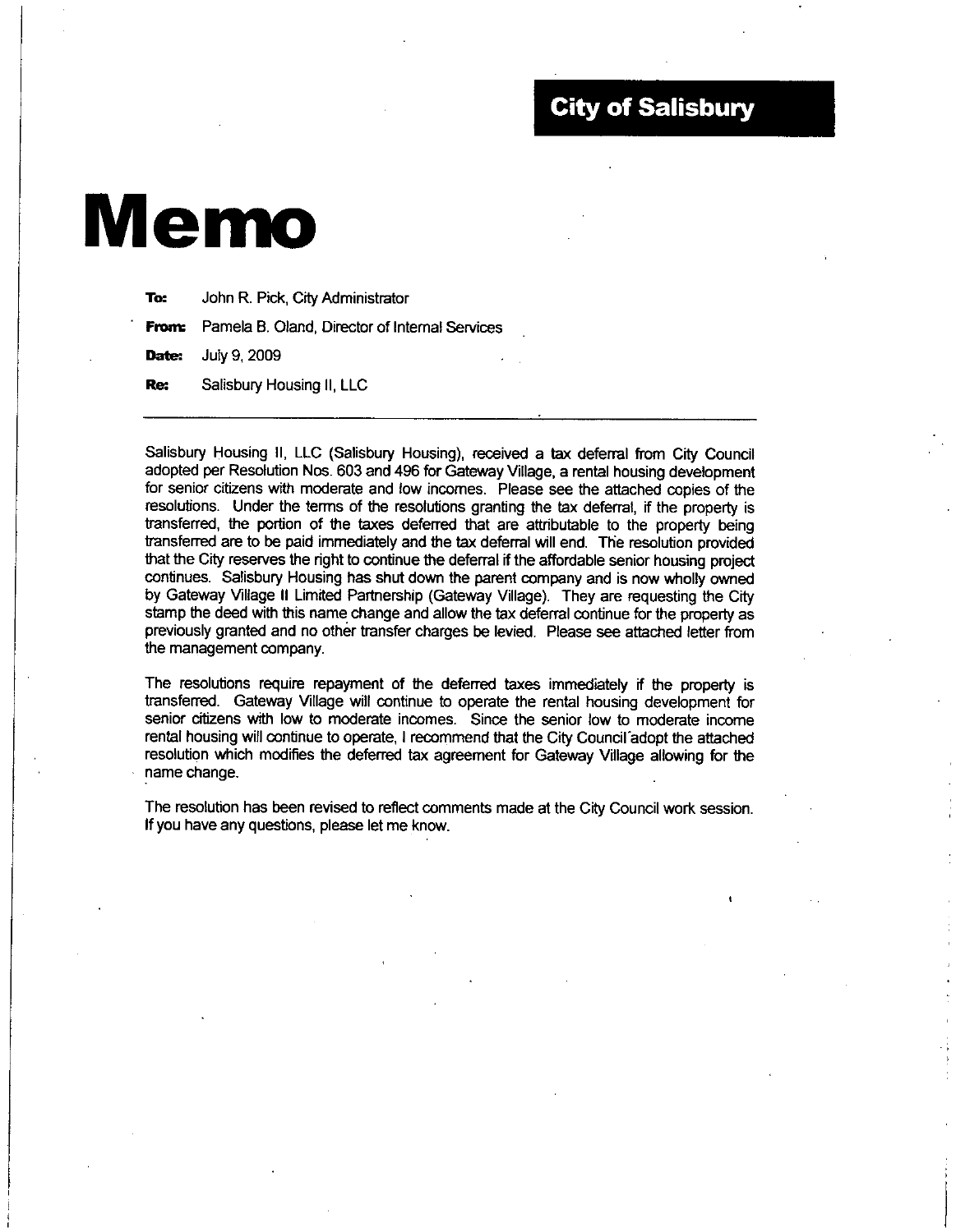**City of Salisbury**

# Memo

**To:** John R. Pick, City Administrator

**From:** Pamela B. Oland, Director of Internal Services

**Date:** July 9, 2009

**Re:** Salisbury Housing II, LLC

---

Salisbury Housing II, LLC (Salisbury Housing), received a tax deferral from City Council adopted per Resolution Nos. 603 and 496 for Gateway Village, a rental housing development for senior citizens with moderate and low incomes. Please see the attached copies of the resolutions. Under the terms of the resolutions granting the tax deferral, if the property is transferred, the portion of the taxes deferred that are attributable to the property being transferred are to be paid immediately and the tax deferral will end. The resolution provided that the City reserves the right to continue the deferral if the affordable senior housing project continues. Salisbury Housing has shut down the parent company and is now wholly owned by Gateway Village II Limited Partnership (Gateway Village). They are requesting the City stamp the deed with this name change and allow the tax deferral continue for the property as previously granted and no other transfer charges be levied. Please see attached letter from the management company.

The resolutions require repayment of the deferred taxes immediately if the property is transferred. Gateway Village will continue to operate the rental housing development for senior citizens with low to moderate incomes. Since the senior low to moderate income rental housing will continue to operate, I recommend that the City Council adopt the attached resolution which modifies the deferred tax agreement for Gateway Village allowing for the name change.

The resolution has been revised to reflect comments made at the City Council work session. If you have any questions, please let me know.